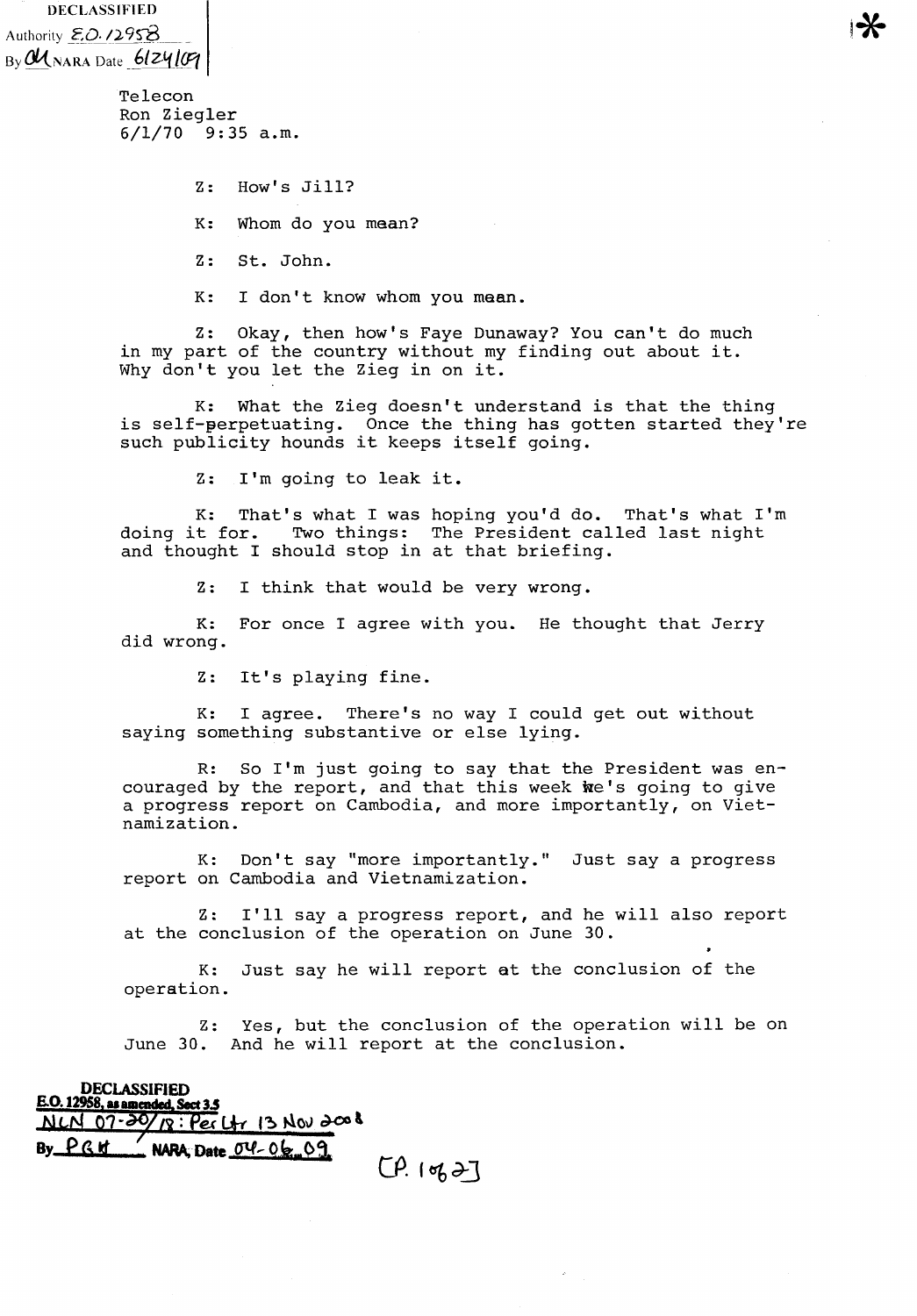DECLASSIFIED
Authority E.O. 12958
By [initials] NARA Date 6/24/09

*

Telecon
Ron Ziegler
6/1/70 9:35 a.m.

Z: How's Jill?

K: Whom do you mean?

Z: St. John.

K: I don't know whom you mean.

Z: Okay, then how's Faye Dunaway? You can't do much in my part of the country without my finding out about it. Why don't you let the Zieg in on it.

K: What the Zieg doesn't understand is that the thing is self-perpetuating. Once the thing has gotten started they're such publicity hounds it keeps itself going.

Z: I'm going to leak it.

K: That's what I was hoping you'd do. That's what I'm doing it for. Two things: The President called last night and thought I should stop in at that briefing.

Z: I think that would be very wrong.

K: For once I agree with you. He thought that Jerry did wrong.

Z: It's playing fine.

K: I agree. There's no way I could get out without saying something substantive or else lying.

R: So I'm just going to say that the President was encouraged by the report, and that this week he's going to give a progress report on Cambodia, and more importantly, on Vietnamization.

K: Don't say "more importantly." Just say a progress report on Cambodia and Vietnamization.

Z: I'll say a progress report, and he will also report at the conclusion of the operation on June 30.

K: Just say he will report at the conclusion of the operation.

Z: Yes, but the conclusion of the operation will be on June 30. And he will report at the conclusion.

DECLASSIFIED
E.O. 12958, as amended, Sect 3.5
NLN 07-30/18: Per Ltr 13 Nov 2008
By PGK NARA, Date 04-06-09

[P. 1 of 2]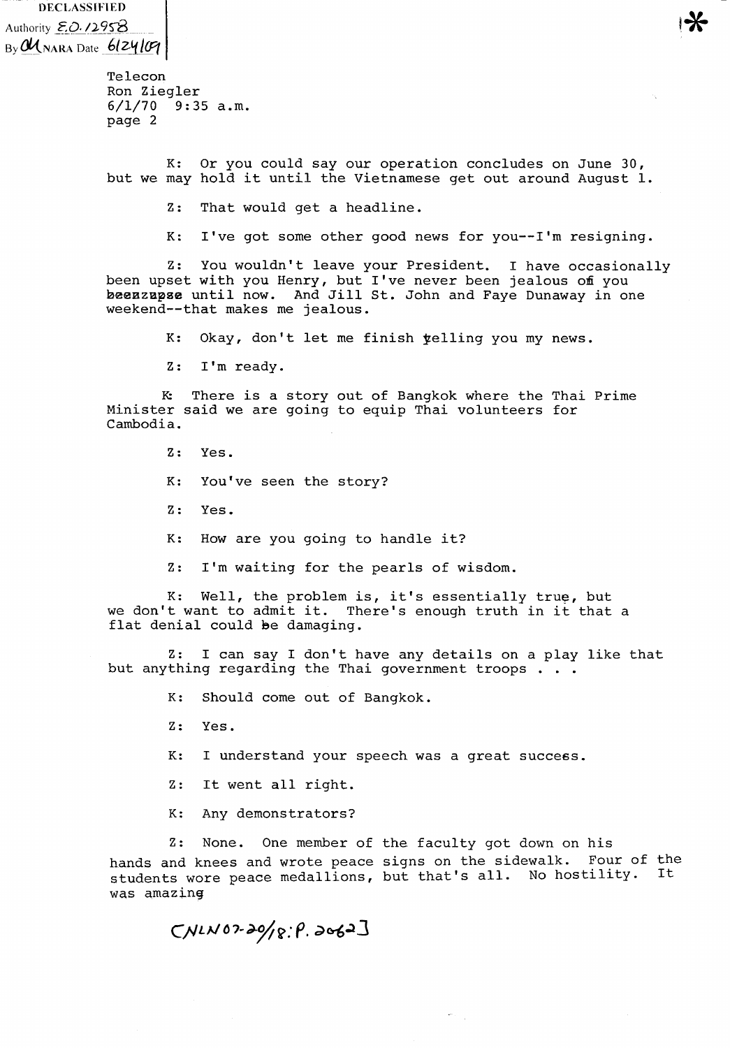DECLASSIFIED
Authority E.O. 12958
By NARA Date 6/24/09

Telecon
Ron Ziegler
6/1/70 9:35 a.m.
page 2

K: Or you could say our operation concludes on June 30, but we may hold it until the Vietnamese get out around August 1.

Z: That would get a headline.

K: I've got some other good news for you--I'm resigning.

Z: You wouldn't leave your President. I have occasionally been upset with you Henry, but I've never been jealous of you beeazapse until now. And Jill St. John and Faye Dunaway in one weekend--that makes me jealous.

K: Okay, don't let me finish telling you my news.

Z: I'm ready.

K: There is a story out of Bangkok where the Thai Prime Minister said we are going to equip Thai volunteers for Cambodia.

Z: Yes.

K: You've seen the story?

Z: Yes.

K: How are you going to handle it?

Z: I'm waiting for the pearls of wisdom.

K: Well, the problem is, it's essentially true, but we don't want to admit it. There's enough truth in it that a flat denial could be damaging.

Z: I can say I don't have any details on a play like that but anything regarding the Thai government troops . . .

K: Should come out of Bangkok.

Z: Yes.

K: I understand your speech was a great success.

Z: It went all right.

K: Any demonstrators?

Z: None. One member of the faculty got down on his hands and knees and wrote peace signs on the sidewalk. Four of the students wore peace medallions, but that's all. No hostility. It was amazing

[NLN 07-20/18: P. 2062]